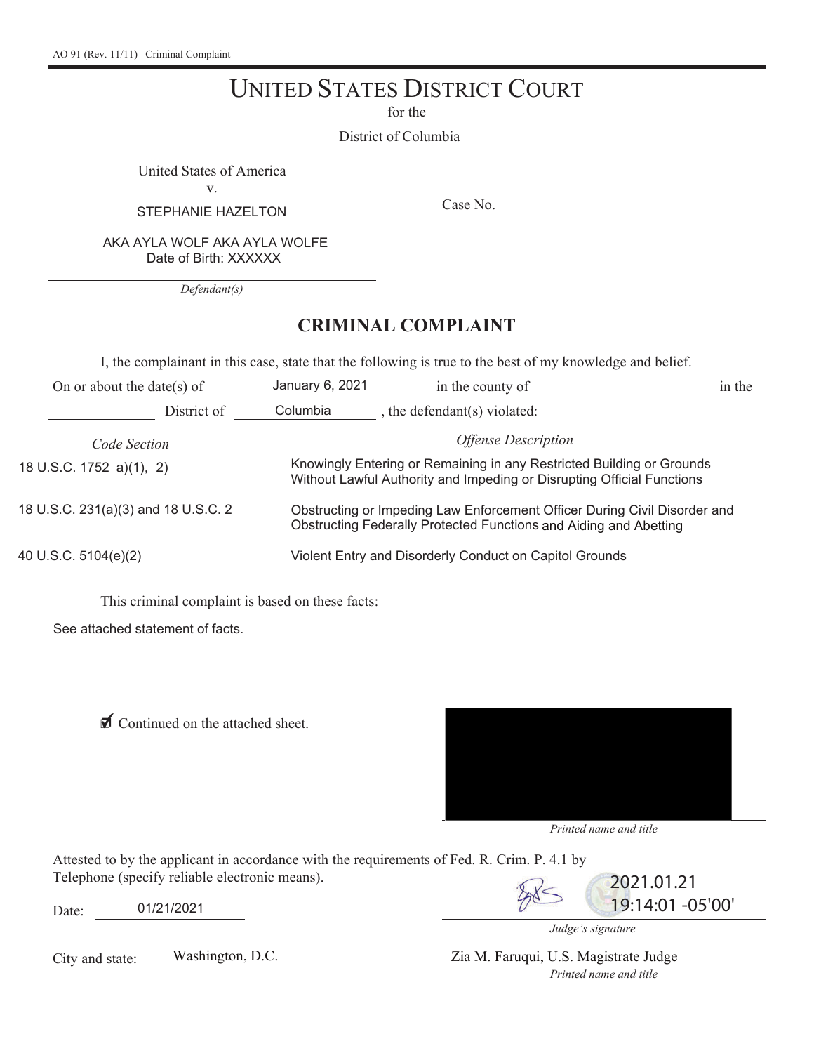AO 91 (Rev. 11/11) Criminal Complaint

# UNITED STATES DISTRICT COURT

for the

District of Columbia

United States of America
v.
STEPHANIE HAZELTON

AKA AYLA WOLF AKA AYLA WOLFE
Date of Birth: XXXXXX

*Defendant(s)*

Case No.

## CRIMINAL COMPLAINT

I, the complainant in this case, state that the following is true to the best of my knowledge and belief.

On or about the date(s) of January 6, 2021 in the county of \_\_\_\_\_\_\_\_ in the \_\_\_\_\_\_\_\_ District of Columbia , the defendant(s) violated:

| *Code Section* | *Offense Description* |
|---|---|
| 18 U.S.C. 1752 a)(1), 2) | Knowingly Entering or Remaining in any Restricted Building or Grounds Without Lawful Authority and Impeding or Disrupting Official Functions |
| 18 U.S.C. 231(a)(3) and 18 U.S.C. 2 | Obstructing or Impeding Law Enforcement Officer During Civil Disorder and Obstructing Federally Protected Functions and Aiding and Abetting |
| 40 U.S.C. 5104(e)(2) | Violent Entry and Disorderly Conduct on Capitol Grounds |

This criminal complaint is based on these facts:

See attached statement of facts.

☑ Continued on the attached sheet.

*Printed name and title*

Attested to by the applicant in accordance with the requirements of Fed. R. Crim. P. 4.1 by Telephone (specify reliable electronic means).

Date: 01/21/2021

2021.01.21 19:14:01 -05'00'

*Judge's signature*

City and state: Washington, D.C.

Zia M. Faruqui, U.S. Magistrate Judge

*Printed name and title*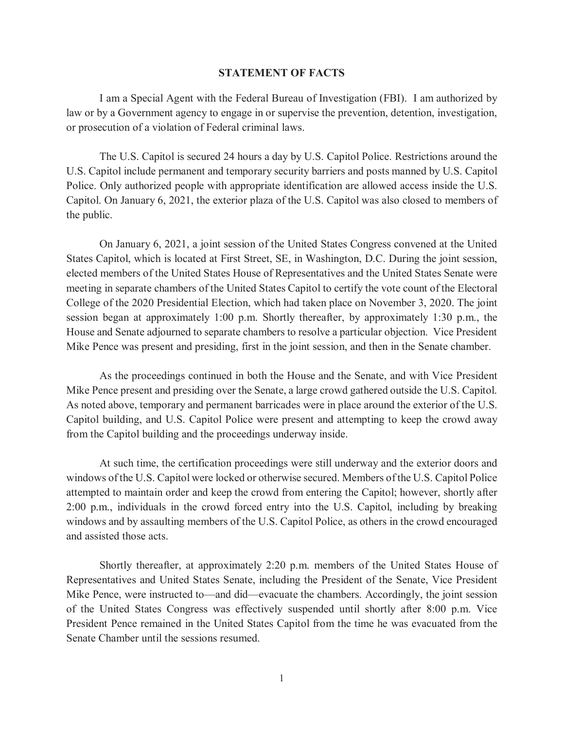# STATEMENT OF FACTS

I am a Special Agent with the Federal Bureau of Investigation (FBI). I am authorized by law or by a Government agency to engage in or supervise the prevention, detention, investigation, or prosecution of a violation of Federal criminal laws.

The U.S. Capitol is secured 24 hours a day by U.S. Capitol Police. Restrictions around the U.S. Capitol include permanent and temporary security barriers and posts manned by U.S. Capitol Police. Only authorized people with appropriate identification are allowed access inside the U.S. Capitol. On January 6, 2021, the exterior plaza of the U.S. Capitol was also closed to members of the public.

On January 6, 2021, a joint session of the United States Congress convened at the United States Capitol, which is located at First Street, SE, in Washington, D.C. During the joint session, elected members of the United States House of Representatives and the United States Senate were meeting in separate chambers of the United States Capitol to certify the vote count of the Electoral College of the 2020 Presidential Election, which had taken place on November 3, 2020. The joint session began at approximately 1:00 p.m. Shortly thereafter, by approximately 1:30 p.m., the House and Senate adjourned to separate chambers to resolve a particular objection. Vice President Mike Pence was present and presiding, first in the joint session, and then in the Senate chamber.

As the proceedings continued in both the House and the Senate, and with Vice President Mike Pence present and presiding over the Senate, a large crowd gathered outside the U.S. Capitol. As noted above, temporary and permanent barricades were in place around the exterior of the U.S. Capitol building, and U.S. Capitol Police were present and attempting to keep the crowd away from the Capitol building and the proceedings underway inside.

At such time, the certification proceedings were still underway and the exterior doors and windows of the U.S. Capitol were locked or otherwise secured. Members of the U.S. Capitol Police attempted to maintain order and keep the crowd from entering the Capitol; however, shortly after 2:00 p.m., individuals in the crowd forced entry into the U.S. Capitol, including by breaking windows and by assaulting members of the U.S. Capitol Police, as others in the crowd encouraged and assisted those acts.

Shortly thereafter, at approximately 2:20 p.m. members of the United States House of Representatives and United States Senate, including the President of the Senate, Vice President Mike Pence, were instructed to—and did—evacuate the chambers. Accordingly, the joint session of the United States Congress was effectively suspended until shortly after 8:00 p.m. Vice President Pence remained in the United States Capitol from the time he was evacuated from the Senate Chamber until the sessions resumed.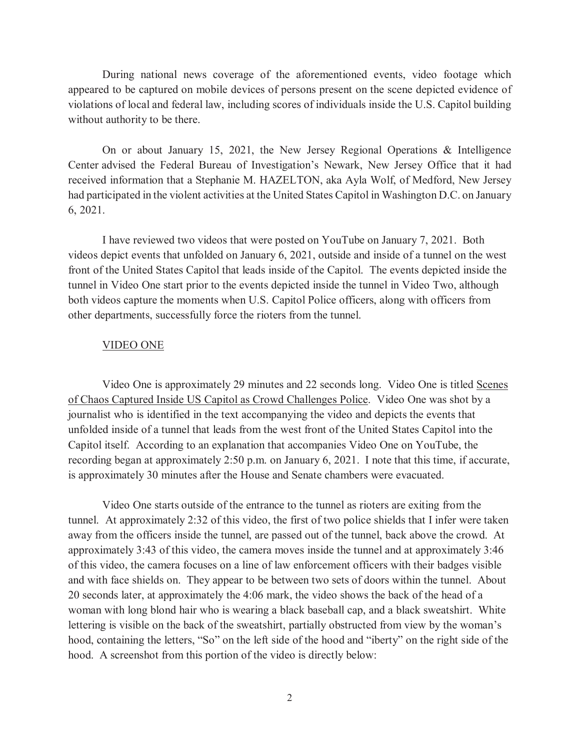During national news coverage of the aforementioned events, video footage which appeared to be captured on mobile devices of persons present on the scene depicted evidence of violations of local and federal law, including scores of individuals inside the U.S. Capitol building without authority to be there.

On or about January 15, 2021, the New Jersey Regional Operations & Intelligence Center advised the Federal Bureau of Investigation's Newark, New Jersey Office that it had received information that a Stephanie M. HAZELTON, aka Ayla Wolf, of Medford, New Jersey had participated in the violent activities at the United States Capitol in Washington D.C. on January 6, 2021.

I have reviewed two videos that were posted on YouTube on January 7, 2021. Both videos depict events that unfolded on January 6, 2021, outside and inside of a tunnel on the west front of the United States Capitol that leads inside of the Capitol. The events depicted inside the tunnel in Video One start prior to the events depicted inside the tunnel in Video Two, although both videos capture the moments when U.S. Capitol Police officers, along with officers from other departments, successfully force the rioters from the tunnel.

VIDEO ONE

Video One is approximately 29 minutes and 22 seconds long. Video One is titled Scenes of Chaos Captured Inside US Capitol as Crowd Challenges Police. Video One was shot by a journalist who is identified in the text accompanying the video and depicts the events that unfolded inside of a tunnel that leads from the west front of the United States Capitol into the Capitol itself. According to an explanation that accompanies Video One on YouTube, the recording began at approximately 2:50 p.m. on January 6, 2021. I note that this time, if accurate, is approximately 30 minutes after the House and Senate chambers were evacuated.

Video One starts outside of the entrance to the tunnel as rioters are exiting from the tunnel. At approximately 2:32 of this video, the first of two police shields that I infer were taken away from the officers inside the tunnel, are passed out of the tunnel, back above the crowd. At approximately 3:43 of this video, the camera moves inside the tunnel and at approximately 3:46 of this video, the camera focuses on a line of law enforcement officers with their badges visible and with face shields on. They appear to be between two sets of doors within the tunnel. About 20 seconds later, at approximately the 4:06 mark, the video shows the back of the head of a woman with long blond hair who is wearing a black baseball cap, and a black sweatshirt. White lettering is visible on the back of the sweatshirt, partially obstructed from view by the woman's hood, containing the letters, "So" on the left side of the hood and "iberty" on the right side of the hood. A screenshot from this portion of the video is directly below: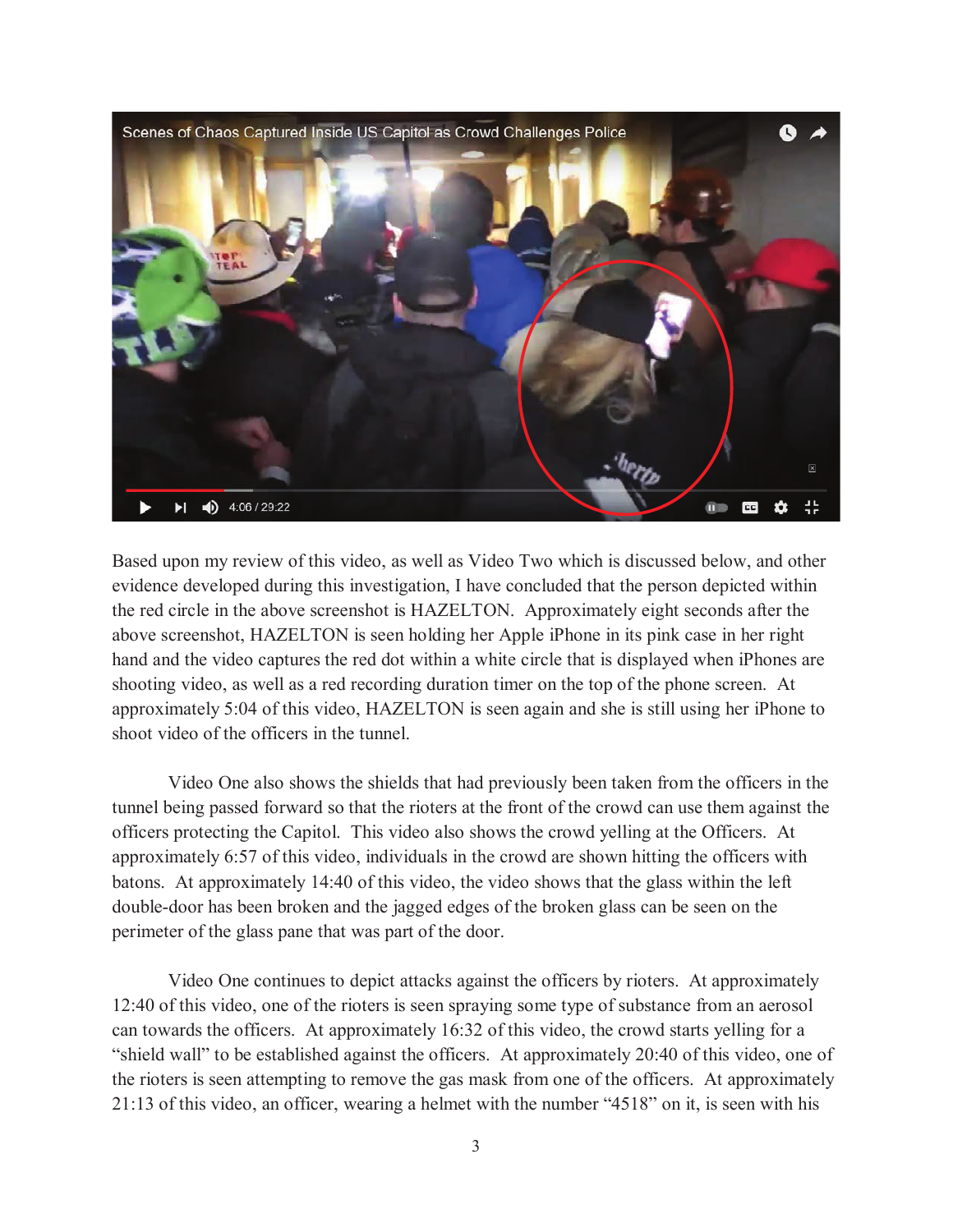Based upon my review of this video, as well as Video Two which is discussed below, and other evidence developed during this investigation, I have concluded that the person depicted within the red circle in the above screenshot is HAZELTON. Approximately eight seconds after the above screenshot, HAZELTON is seen holding her Apple iPhone in its pink case in her right hand and the video captures the red dot within a white circle that is displayed when iPhones are shooting video, as well as a red recording duration timer on the top of the phone screen. At approximately 5:04 of this video, HAZELTON is seen again and she is still using her iPhone to shoot video of the officers in the tunnel.

Video One also shows the shields that had previously been taken from the officers in the tunnel being passed forward so that the rioters at the front of the crowd can use them against the officers protecting the Capitol. This video also shows the crowd yelling at the Officers. At approximately 6:57 of this video, individuals in the crowd are shown hitting the officers with batons. At approximately 14:40 of this video, the video shows that the glass within the left double-door has been broken and the jagged edges of the broken glass can be seen on the perimeter of the glass pane that was part of the door.

Video One continues to depict attacks against the officers by rioters. At approximately 12:40 of this video, one of the rioters is seen spraying some type of substance from an aerosol can towards the officers. At approximately 16:32 of this video, the crowd starts yelling for a "shield wall" to be established against the officers. At approximately 20:40 of this video, one of the rioters is seen attempting to remove the gas mask from one of the officers. At approximately 21:13 of this video, an officer, wearing a helmet with the number "4518" on it, is seen with his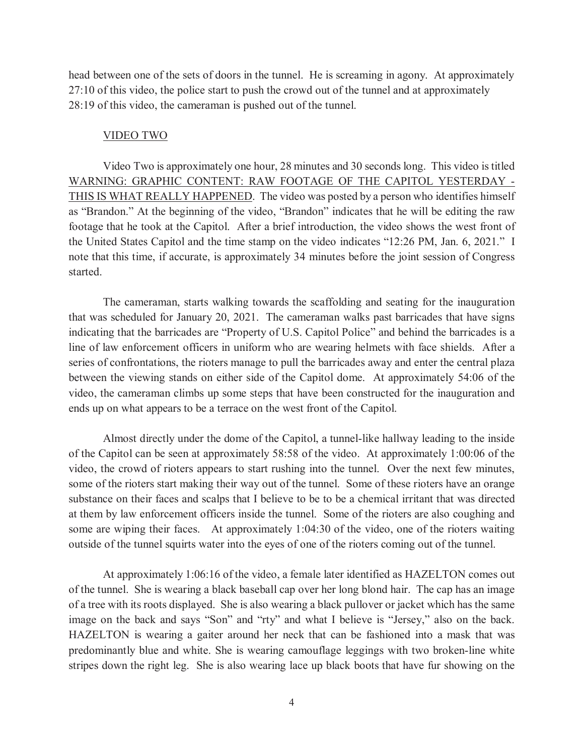head between one of the sets of doors in the tunnel. He is screaming in agony. At approximately 27:10 of this video, the police start to push the crowd out of the tunnel and at approximately 28:19 of this video, the cameraman is pushed out of the tunnel.

VIDEO TWO

Video Two is approximately one hour, 28 minutes and 30 seconds long. This video is titled WARNING: GRAPHIC CONTENT: RAW FOOTAGE OF THE CAPITOL YESTERDAY - THIS IS WHAT REALLY HAPPENED. The video was posted by a person who identifies himself as "Brandon." At the beginning of the video, "Brandon" indicates that he will be editing the raw footage that he took at the Capitol. After a brief introduction, the video shows the west front of the United States Capitol and the time stamp on the video indicates "12:26 PM, Jan. 6, 2021." I note that this time, if accurate, is approximately 34 minutes before the joint session of Congress started.

The cameraman, starts walking towards the scaffolding and seating for the inauguration that was scheduled for January 20, 2021. The cameraman walks past barricades that have signs indicating that the barricades are "Property of U.S. Capitol Police" and behind the barricades is a line of law enforcement officers in uniform who are wearing helmets with face shields. After a series of confrontations, the rioters manage to pull the barricades away and enter the central plaza between the viewing stands on either side of the Capitol dome. At approximately 54:06 of the video, the cameraman climbs up some steps that have been constructed for the inauguration and ends up on what appears to be a terrace on the west front of the Capitol.

Almost directly under the dome of the Capitol, a tunnel-like hallway leading to the inside of the Capitol can be seen at approximately 58:58 of the video. At approximately 1:00:06 of the video, the crowd of rioters appears to start rushing into the tunnel. Over the next few minutes, some of the rioters start making their way out of the tunnel. Some of these rioters have an orange substance on their faces and scalps that I believe to be to be a chemical irritant that was directed at them by law enforcement officers inside the tunnel. Some of the rioters are also coughing and some are wiping their faces. At approximately 1:04:30 of the video, one of the rioters waiting outside of the tunnel squirts water into the eyes of one of the rioters coming out of the tunnel.

At approximately 1:06:16 of the video, a female later identified as HAZELTON comes out of the tunnel. She is wearing a black baseball cap over her long blond hair. The cap has an image of a tree with its roots displayed. She is also wearing a black pullover or jacket which has the same image on the back and says "Son" and "rty" and what I believe is "Jersey," also on the back. HAZELTON is wearing a gaiter around her neck that can be fashioned into a mask that was predominantly blue and white. She is wearing camouflage leggings with two broken-line white stripes down the right leg. She is also wearing lace up black boots that have fur showing on the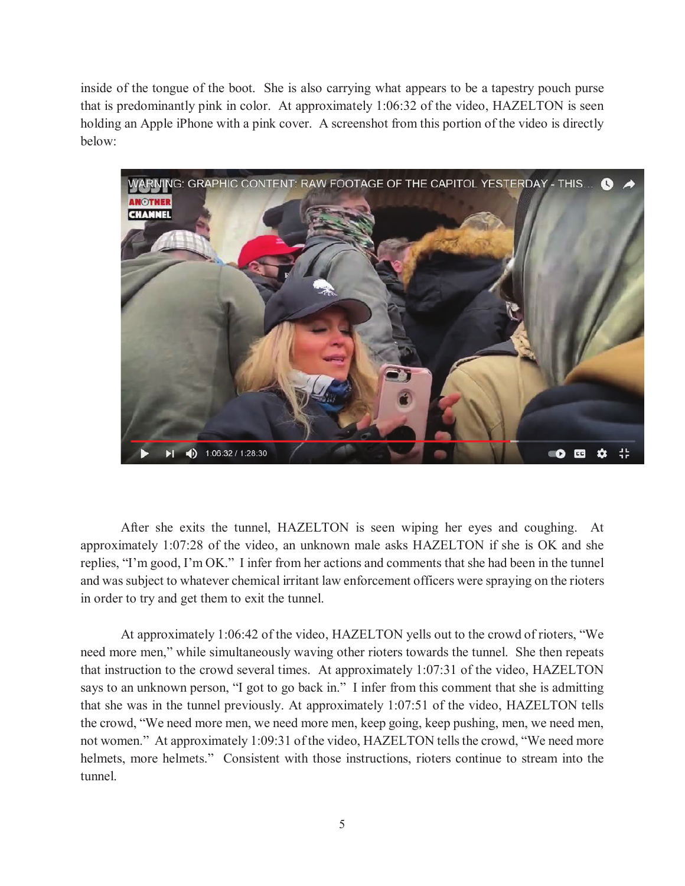inside of the tongue of the boot. She is also carrying what appears to be a tapestry pouch purse that is predominantly pink in color. At approximately 1:06:32 of the video, HAZELTON is seen holding an Apple iPhone with a pink cover. A screenshot from this portion of the video is directly below:

After she exits the tunnel, HAZELTON is seen wiping her eyes and coughing. At approximately 1:07:28 of the video, an unknown male asks HAZELTON if she is OK and she replies, "I'm good, I'm OK." I infer from her actions and comments that she had been in the tunnel and was subject to whatever chemical irritant law enforcement officers were spraying on the rioters in order to try and get them to exit the tunnel.

At approximately 1:06:42 of the video, HAZELTON yells out to the crowd of rioters, "We need more men," while simultaneously waving other rioters towards the tunnel. She then repeats that instruction to the crowd several times. At approximately 1:07:31 of the video, HAZELTON says to an unknown person, "I got to go back in." I infer from this comment that she is admitting that she was in the tunnel previously. At approximately 1:07:51 of the video, HAZELTON tells the crowd, "We need more men, we need more men, keep going, keep pushing, men, we need men, not women." At approximately 1:09:31 of the video, HAZELTON tells the crowd, "We need more helmets, more helmets." Consistent with those instructions, rioters continue to stream into the tunnel.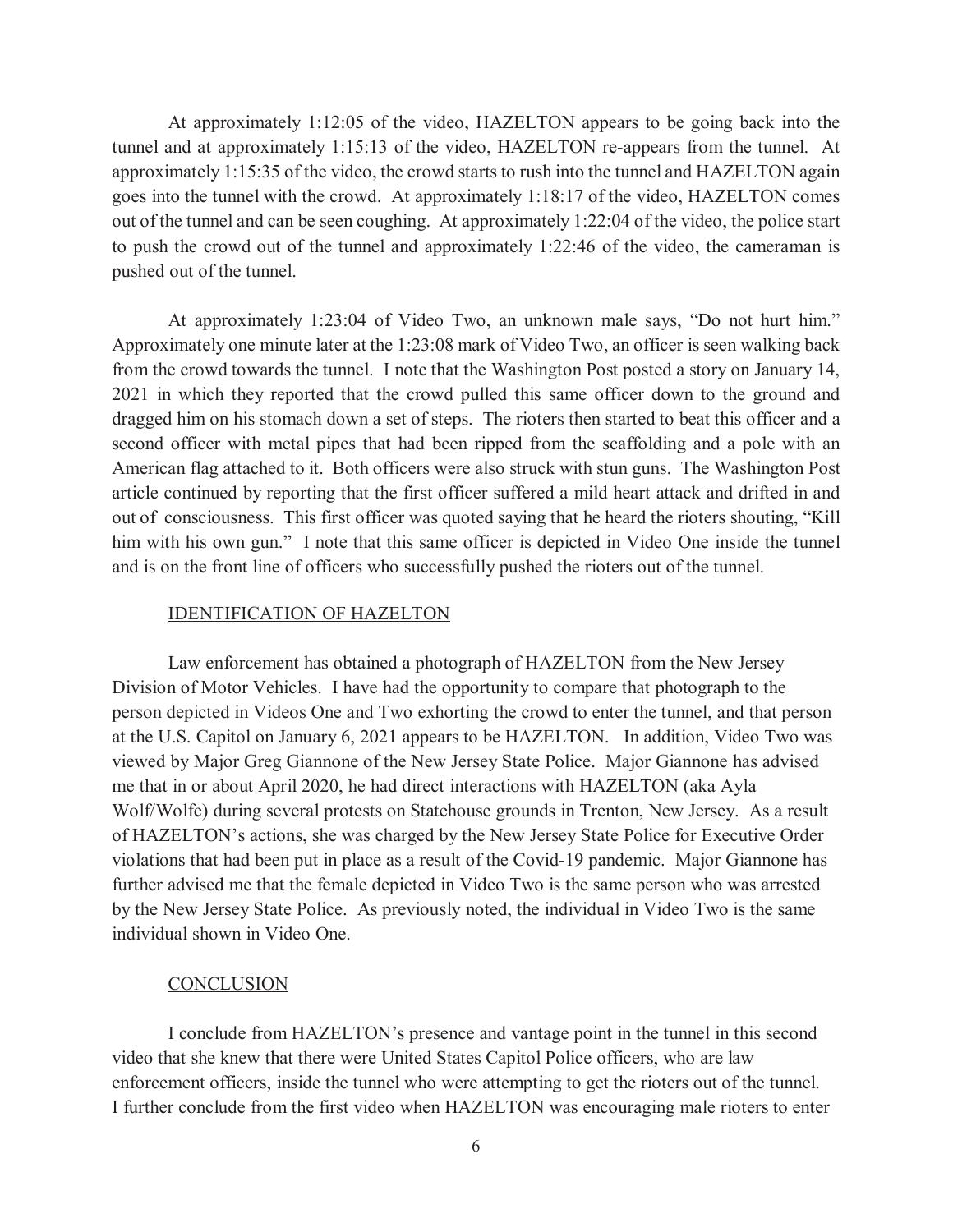At approximately 1:12:05 of the video, HAZELTON appears to be going back into the tunnel and at approximately 1:15:13 of the video, HAZELTON re-appears from the tunnel. At approximately 1:15:35 of the video, the crowd starts to rush into the tunnel and HAZELTON again goes into the tunnel with the crowd. At approximately 1:18:17 of the video, HAZELTON comes out of the tunnel and can be seen coughing. At approximately 1:22:04 of the video, the police start to push the crowd out of the tunnel and approximately 1:22:46 of the video, the cameraman is pushed out of the tunnel.

At approximately 1:23:04 of Video Two, an unknown male says, "Do not hurt him." Approximately one minute later at the 1:23:08 mark of Video Two, an officer is seen walking back from the crowd towards the tunnel. I note that the Washington Post posted a story on January 14, 2021 in which they reported that the crowd pulled this same officer down to the ground and dragged him on his stomach down a set of steps. The rioters then started to beat this officer and a second officer with metal pipes that had been ripped from the scaffolding and a pole with an American flag attached to it. Both officers were also struck with stun guns. The Washington Post article continued by reporting that the first officer suffered a mild heart attack and drifted in and out of consciousness. This first officer was quoted saying that he heard the rioters shouting, "Kill him with his own gun." I note that this same officer is depicted in Video One inside the tunnel and is on the front line of officers who successfully pushed the rioters out of the tunnel.

## IDENTIFICATION OF HAZELTON

Law enforcement has obtained a photograph of HAZELTON from the New Jersey Division of Motor Vehicles. I have had the opportunity to compare that photograph to the person depicted in Videos One and Two exhorting the crowd to enter the tunnel, and that person at the U.S. Capitol on January 6, 2021 appears to be HAZELTON. In addition, Video Two was viewed by Major Greg Giannone of the New Jersey State Police. Major Giannone has advised me that in or about April 2020, he had direct interactions with HAZELTON (aka Ayla Wolf/Wolfe) during several protests on Statehouse grounds in Trenton, New Jersey. As a result of HAZELTON's actions, she was charged by the New Jersey State Police for Executive Order violations that had been put in place as a result of the Covid-19 pandemic. Major Giannone has further advised me that the female depicted in Video Two is the same person who was arrested by the New Jersey State Police. As previously noted, the individual in Video Two is the same individual shown in Video One.

## CONCLUSION

I conclude from HAZELTON's presence and vantage point in the tunnel in this second video that she knew that there were United States Capitol Police officers, who are law enforcement officers, inside the tunnel who were attempting to get the rioters out of the tunnel. I further conclude from the first video when HAZELTON was encouraging male rioters to enter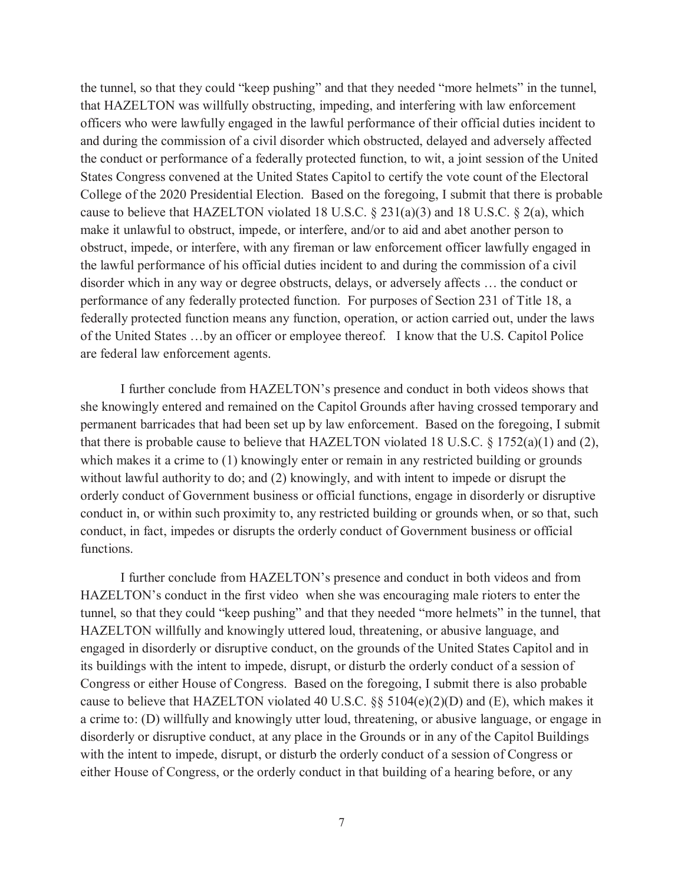the tunnel, so that they could "keep pushing" and that they needed "more helmets" in the tunnel, that HAZELTON was willfully obstructing, impeding, and interfering with law enforcement officers who were lawfully engaged in the lawful performance of their official duties incident to and during the commission of a civil disorder which obstructed, delayed and adversely affected the conduct or performance of a federally protected function, to wit, a joint session of the United States Congress convened at the United States Capitol to certify the vote count of the Electoral College of the 2020 Presidential Election. Based on the foregoing, I submit that there is probable cause to believe that HAZELTON violated 18 U.S.C. § 231(a)(3) and 18 U.S.C. § 2(a), which make it unlawful to obstruct, impede, or interfere, and/or to aid and abet another person to obstruct, impede, or interfere, with any fireman or law enforcement officer lawfully engaged in the lawful performance of his official duties incident to and during the commission of a civil disorder which in any way or degree obstructs, delays, or adversely affects … the conduct or performance of any federally protected function. For purposes of Section 231 of Title 18, a federally protected function means any function, operation, or action carried out, under the laws of the United States …by an officer or employee thereof. I know that the U.S. Capitol Police are federal law enforcement agents.

I further conclude from HAZELTON's presence and conduct in both videos shows that she knowingly entered and remained on the Capitol Grounds after having crossed temporary and permanent barricades that had been set up by law enforcement. Based on the foregoing, I submit that there is probable cause to believe that HAZELTON violated 18 U.S.C. § 1752(a)(1) and (2), which makes it a crime to (1) knowingly enter or remain in any restricted building or grounds without lawful authority to do; and (2) knowingly, and with intent to impede or disrupt the orderly conduct of Government business or official functions, engage in disorderly or disruptive conduct in, or within such proximity to, any restricted building or grounds when, or so that, such conduct, in fact, impedes or disrupts the orderly conduct of Government business or official functions.

I further conclude from HAZELTON's presence and conduct in both videos and from HAZELTON's conduct in the first video when she was encouraging male rioters to enter the tunnel, so that they could "keep pushing" and that they needed "more helmets" in the tunnel, that HAZELTON willfully and knowingly uttered loud, threatening, or abusive language, and engaged in disorderly or disruptive conduct, on the grounds of the United States Capitol and in its buildings with the intent to impede, disrupt, or disturb the orderly conduct of a session of Congress or either House of Congress. Based on the foregoing, I submit there is also probable cause to believe that HAZELTON violated 40 U.S.C. §§ 5104(e)(2)(D) and (E), which makes it a crime to: (D) willfully and knowingly utter loud, threatening, or abusive language, or engage in disorderly or disruptive conduct, at any place in the Grounds or in any of the Capitol Buildings with the intent to impede, disrupt, or disturb the orderly conduct of a session of Congress or either House of Congress, or the orderly conduct in that building of a hearing before, or any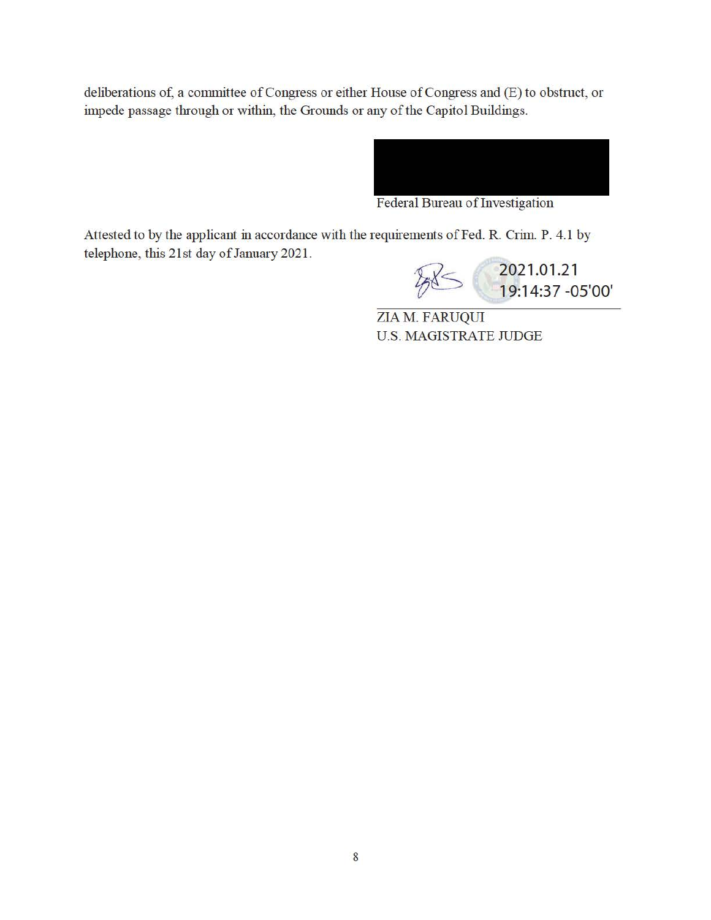deliberations of, a committee of Congress or either House of Congress and (E) to obstruct, or impede passage through or within, the Grounds or any of the Capitol Buildings.

Federal Bureau of Investigation

Attested to by the applicant in accordance with the requirements of Fed. R. Crim. P. 4.1 by telephone, this 21st day of January 2021.

2021.01.21 19:14:37 -05'00'

ZIA M. FARUQUI
U.S. MAGISTRATE JUDGE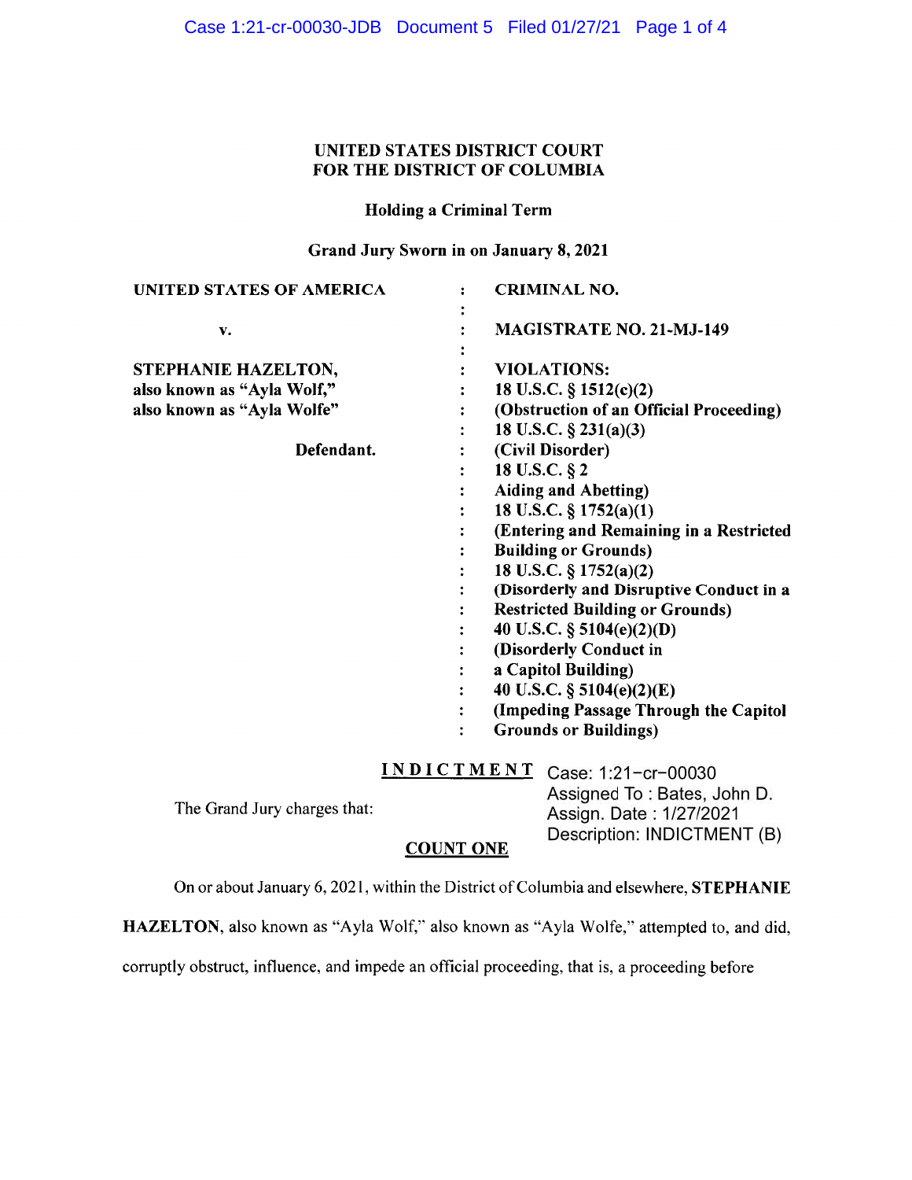**UNITED STATES DISTRICT COURT**
**FOR THE DISTRICT OF COLUMBIA**

**Holding a Criminal Term**

**Grand Jury Sworn in on January 8, 2021**

| | | |
|---|---|---|
| **UNITED STATES OF AMERICA** | : | **CRIMINAL NO.** |
| | : | |
| **v.** | : | **MAGISTRATE NO. 21-MJ-149** |
| | : | |
| **STEPHANIE HAZELTON,** | : | **VIOLATIONS:** |
| **also known as "Ayla Wolf,"** | : | **18 U.S.C. § 1512(c)(2)** |
| **also known as "Ayla Wolfe"** | : | **(Obstruction of an Official Proceeding)** |
| | : | **18 U.S.C. § 231(a)(3)** |
| **Defendant.** | : | **(Civil Disorder)** |
| | : | **18 U.S.C. § 2** |
| | : | **Aiding and Abetting)** |
| | : | **18 U.S.C. § 1752(a)(1)** |
| | : | **(Entering and Remaining in a Restricted Building or Grounds)** |
| | : | **18 U.S.C. § 1752(a)(2)** |
| | : | **(Disorderly and Disruptive Conduct in a Restricted Building or Grounds)** |
| | : | **40 U.S.C. § 5104(e)(2)(D)** |
| | : | **(Disorderly Conduct in a Capitol Building)** |
| | : | **40 U.S.C. § 5104(e)(2)(E)** |
| | : | **(Impeding Passage Through the Capitol Grounds or Buildings)** |

**INDICTMENT**

Case: 1:21-cr-00030
Assigned To : Bates, John D.
Assign. Date : 1/27/2021
Description: INDICTMENT (B)

The Grand Jury charges that:

**COUNT ONE**

On or about January 6, 2021, within the District of Columbia and elsewhere, **STEPHANIE HAZELTON**, also known as "Ayla Wolf," also known as "Ayla Wolfe," attempted to, and did, corruptly obstruct, influence, and impede an official proceeding, that is, a proceeding before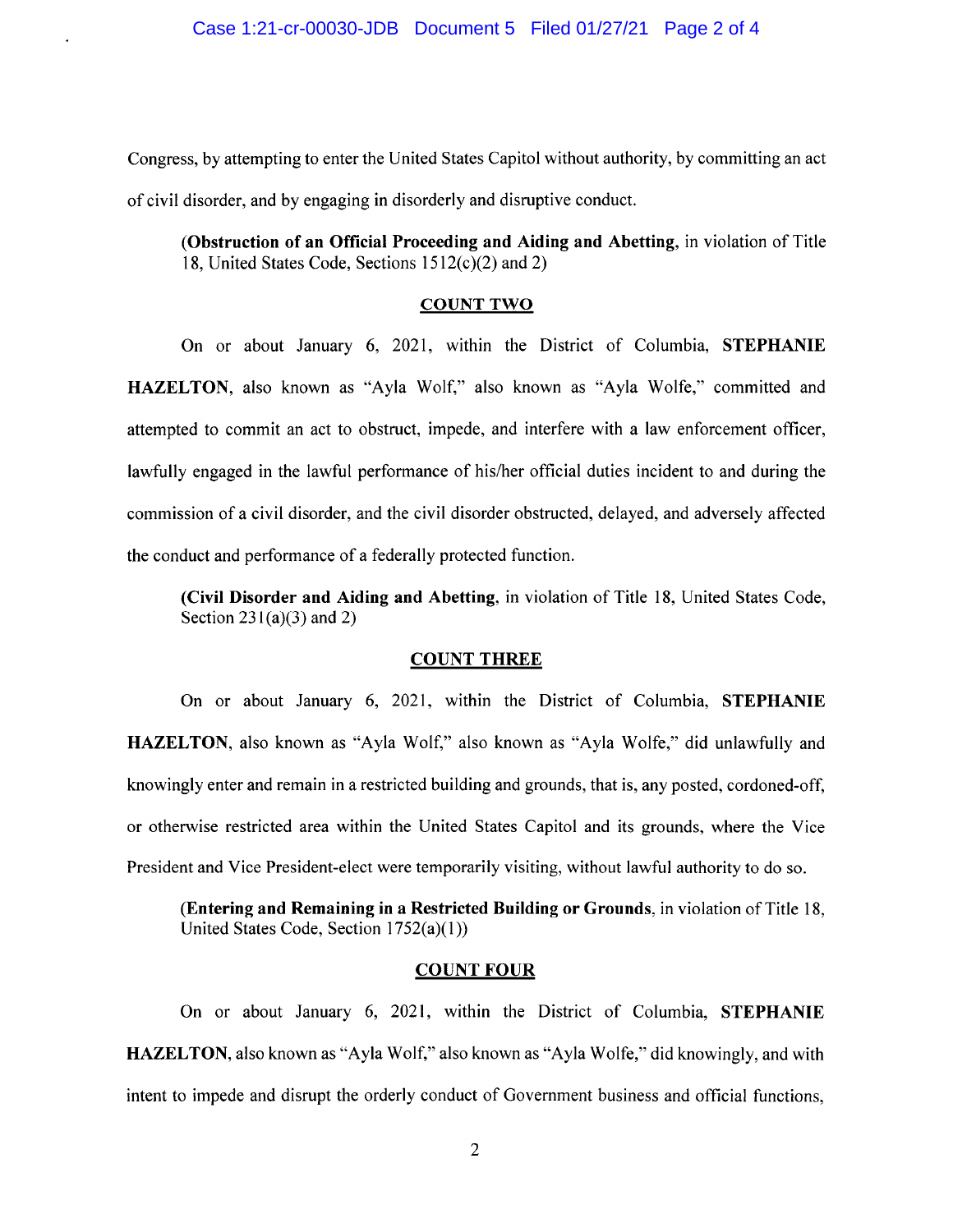Congress, by attempting to enter the United States Capitol without authority, by committing an act of civil disorder, and by engaging in disorderly and disruptive conduct.

> **(Obstruction of an Official Proceeding and Aiding and Abetting**, in violation of Title 18, United States Code, Sections 1512(c)(2) and 2)

**COUNT TWO**

On or about January 6, 2021, within the District of Columbia, **STEPHANIE HAZELTON**, also known as "Ayla Wolf," also known as "Ayla Wolfe," committed and attempted to commit an act to obstruct, impede, and interfere with a law enforcement officer, lawfully engaged in the lawful performance of his/her official duties incident to and during the commission of a civil disorder, and the civil disorder obstructed, delayed, and adversely affected the conduct and performance of a federally protected function.

> **(Civil Disorder and Aiding and Abetting**, in violation of Title 18, United States Code, Section 231(a)(3) and 2)

**COUNT THREE**

On or about January 6, 2021, within the District of Columbia, **STEPHANIE HAZELTON**, also known as "Ayla Wolf," also known as "Ayla Wolfe," did unlawfully and knowingly enter and remain in a restricted building and grounds, that is, any posted, cordoned-off, or otherwise restricted area within the United States Capitol and its grounds, where the Vice President and Vice President-elect were temporarily visiting, without lawful authority to do so.

> **(Entering and Remaining in a Restricted Building or Grounds**, in violation of Title 18, United States Code, Section 1752(a)(1))

**COUNT FOUR**

On or about January 6, 2021, within the District of Columbia, **STEPHANIE HAZELTON**, also known as "Ayla Wolf," also known as "Ayla Wolfe," did knowingly, and with intent to impede and disrupt the orderly conduct of Government business and official functions,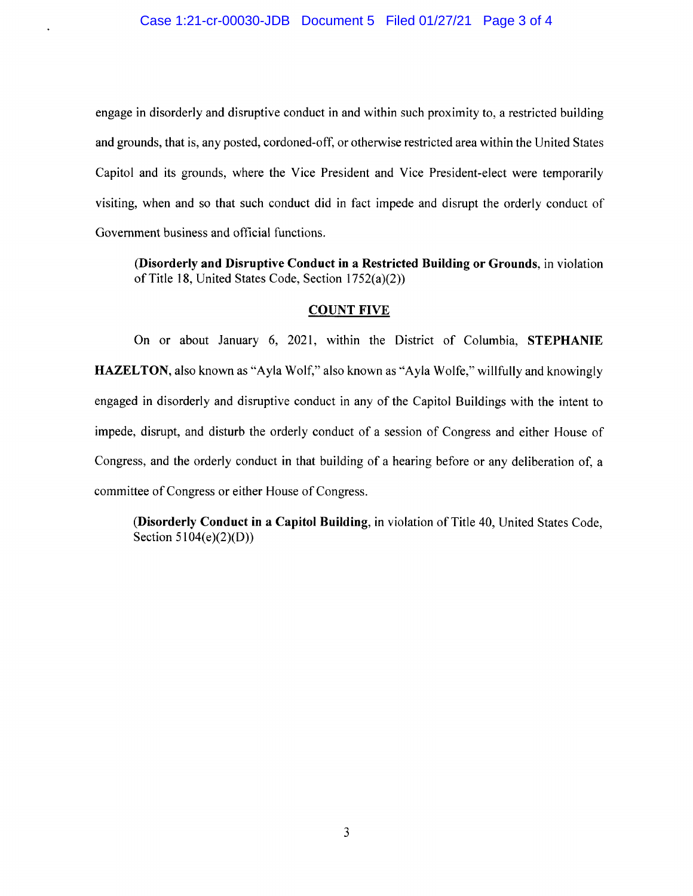engage in disorderly and disruptive conduct in and within such proximity to, a restricted building and grounds, that is, any posted, cordoned-off, or otherwise restricted area within the United States Capitol and its grounds, where the Vice President and Vice President-elect were temporarily visiting, when and so that such conduct did in fact impede and disrupt the orderly conduct of Government business and official functions.

> (**Disorderly and Disruptive Conduct in a Restricted Building or Grounds**, in violation of Title 18, United States Code, Section 1752(a)(2))

## COUNT FIVE

On or about January 6, 2021, within the District of Columbia, **STEPHANIE HAZELTON,** also known as "Ayla Wolf," also known as "Ayla Wolfe," willfully and knowingly engaged in disorderly and disruptive conduct in any of the Capitol Buildings with the intent to impede, disrupt, and disturb the orderly conduct of a session of Congress and either House of Congress, and the orderly conduct in that building of a hearing before or any deliberation of, a committee of Congress or either House of Congress.

> (**Disorderly Conduct in a Capitol Building**, in violation of Title 40, United States Code, Section 5104(e)(2)(D))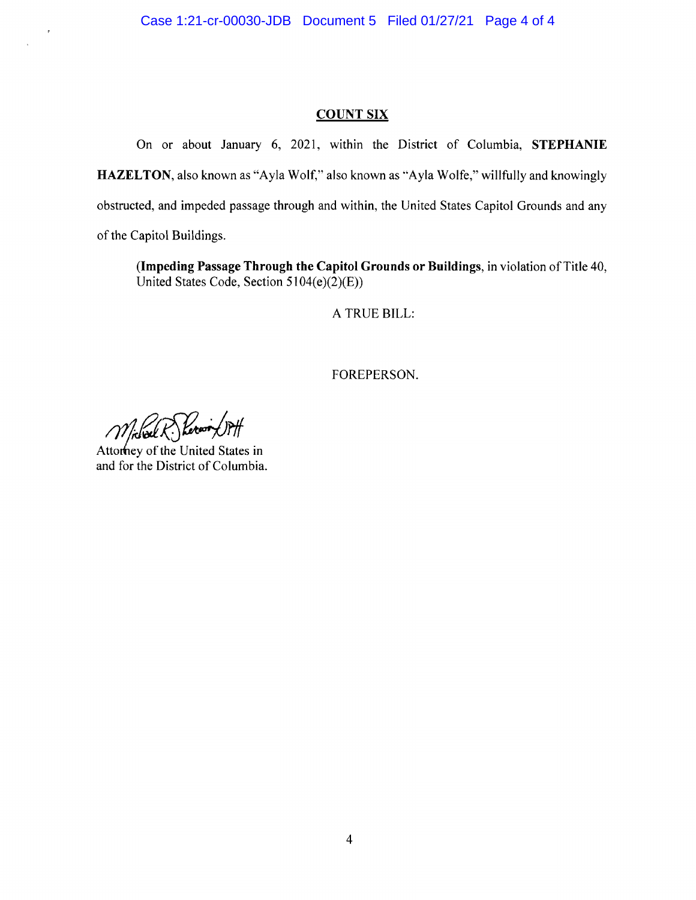## COUNT SIX

On or about January 6, 2021, within the District of Columbia, **STEPHANIE HAZELTON**, also known as "Ayla Wolf," also known as "Ayla Wolfe," willfully and knowingly obstructed, and impeded passage through and within, the United States Capitol Grounds and any of the Capitol Buildings.

(**Impeding Passage Through the Capitol Grounds or Buildings**, in violation of Title 40, United States Code, Section 5104(e)(2)(E))

A TRUE BILL:

FOREPERSON.

Attorney of the United States in
and for the District of Columbia.